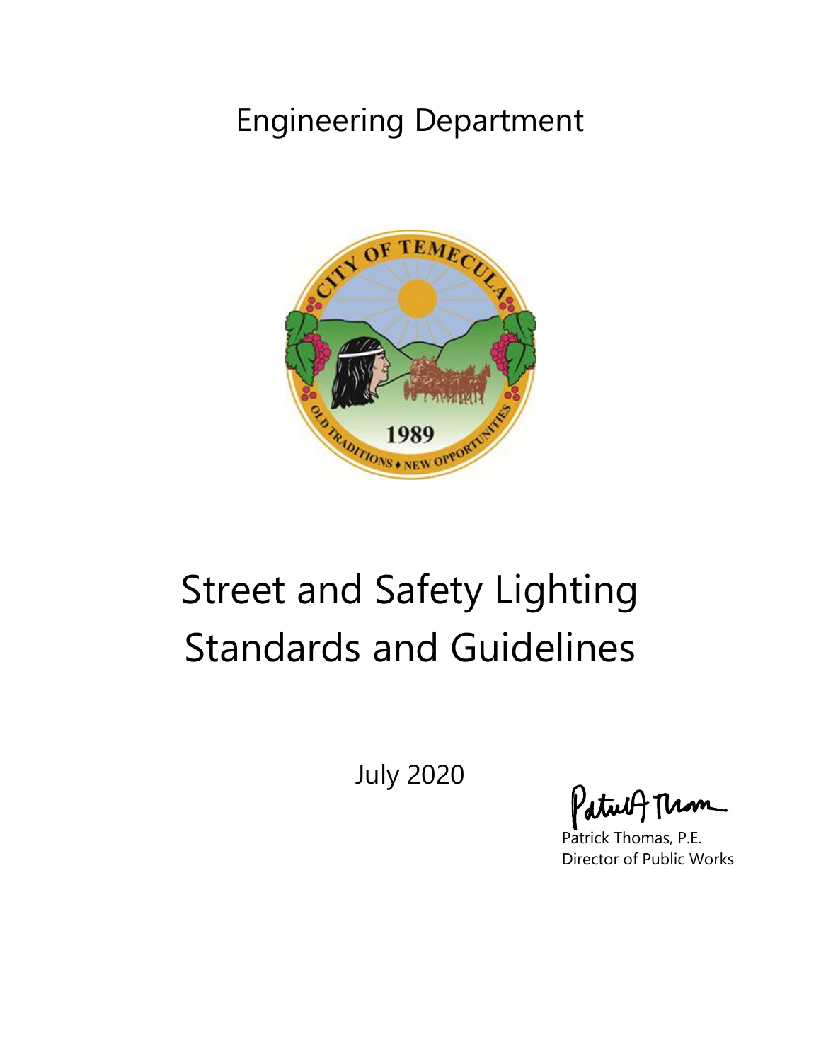Engineering Department

# Street and Safety Lighting Standards and Guidelines

July 2020

Patrick Thomas, P.E.
Director of Public Works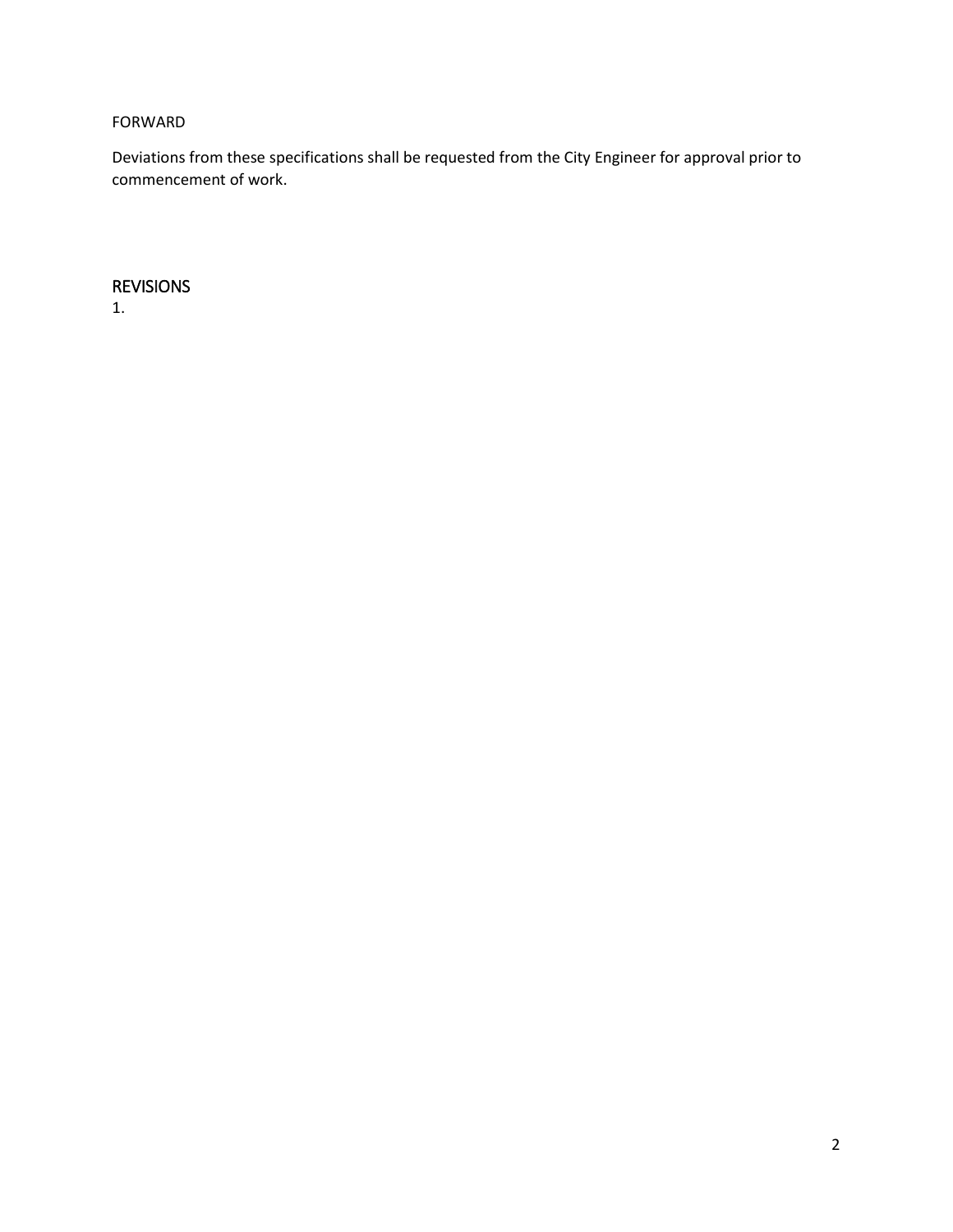FORWARD

Deviations from these specifications shall be requested from the City Engineer for approval prior to commencement of work.

## REVISIONS

1.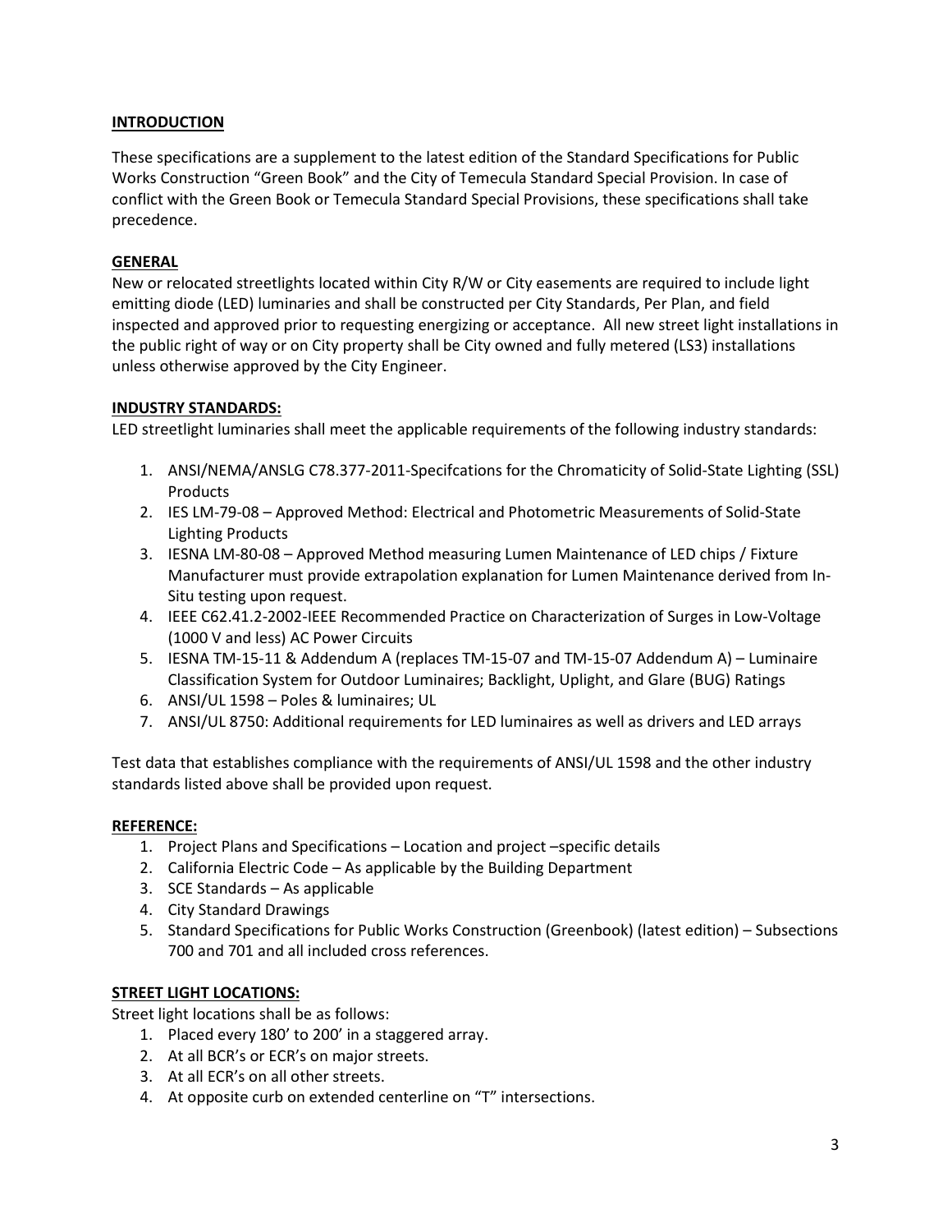## INTRODUCTION

These specifications are a supplement to the latest edition of the Standard Specifications for Public Works Construction "Green Book" and the City of Temecula Standard Special Provision. In case of conflict with the Green Book or Temecula Standard Special Provisions, these specifications shall take precedence.

## GENERAL

New or relocated streetlights located within City R/W or City easements are required to include light emitting diode (LED) luminaries and shall be constructed per City Standards, Per Plan, and field inspected and approved prior to requesting energizing or acceptance. All new street light installations in the public right of way or on City property shall be City owned and fully metered (LS3) installations unless otherwise approved by the City Engineer.

## INDUSTRY STANDARDS:

LED streetlight luminaries shall meet the applicable requirements of the following industry standards:

1. ANSI/NEMA/ANSLG C78.377-2011-Specifcations for the Chromaticity of Solid-State Lighting (SSL) Products
2. IES LM-79-08 – Approved Method: Electrical and Photometric Measurements of Solid-State Lighting Products
3. IESNA LM-80-08 – Approved Method measuring Lumen Maintenance of LED chips / Fixture Manufacturer must provide extrapolation explanation for Lumen Maintenance derived from In-Situ testing upon request.
4. IEEE C62.41.2-2002-IEEE Recommended Practice on Characterization of Surges in Low-Voltage (1000 V and less) AC Power Circuits
5. IESNA TM-15-11 & Addendum A (replaces TM-15-07 and TM-15-07 Addendum A) – Luminaire Classification System for Outdoor Luminaires; Backlight, Uplight, and Glare (BUG) Ratings
6. ANSI/UL 1598 – Poles & luminaires; UL
7. ANSI/UL 8750: Additional requirements for LED luminaires as well as drivers and LED arrays

Test data that establishes compliance with the requirements of ANSI/UL 1598 and the other industry standards listed above shall be provided upon request.

## REFERENCE:

1. Project Plans and Specifications – Location and project –specific details
2. California Electric Code – As applicable by the Building Department
3. SCE Standards – As applicable
4. City Standard Drawings
5. Standard Specifications for Public Works Construction (Greenbook) (latest edition) – Subsections 700 and 701 and all included cross references.

## STREET LIGHT LOCATIONS:

Street light locations shall be as follows:

1. Placed every 180' to 200' in a staggered array.
2. At all BCR's or ECR's on major streets.
3. At all ECR's on all other streets.
4. At opposite curb on extended centerline on "T" intersections.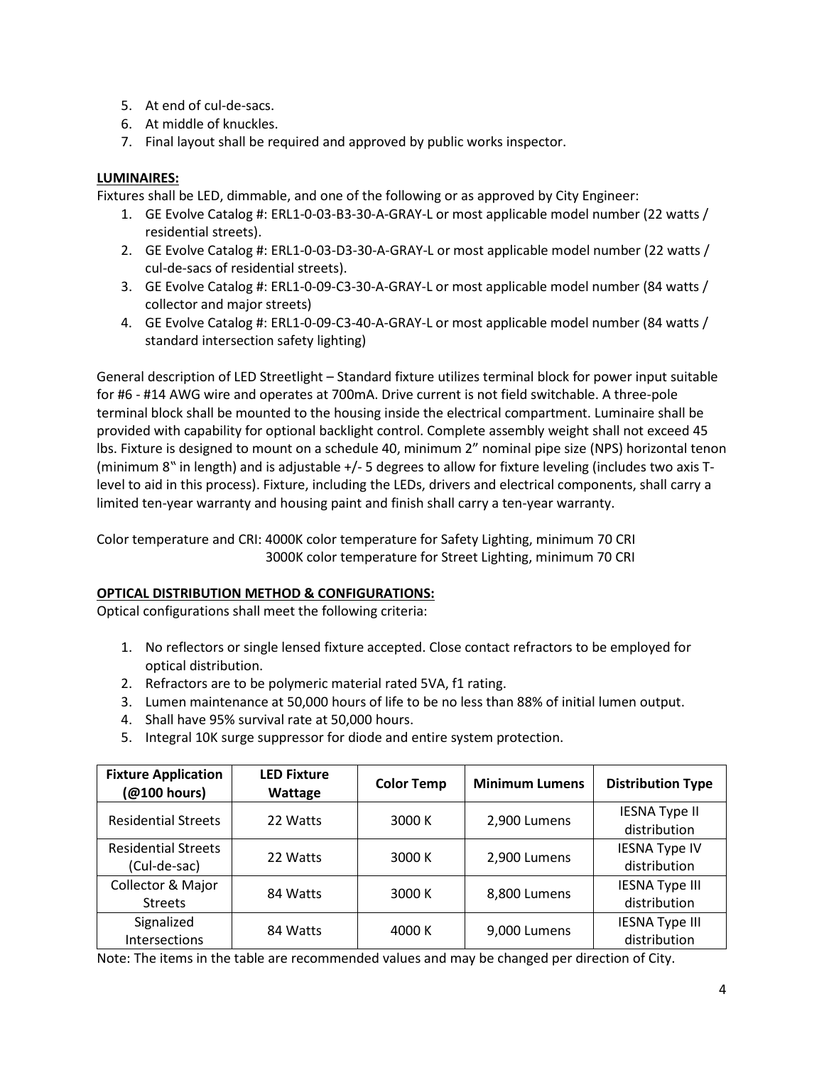5. At end of cul-de-sacs.
6. At middle of knuckles.
7. Final layout shall be required and approved by public works inspector.

**LUMINAIRES:**

Fixtures shall be LED, dimmable, and one of the following or as approved by City Engineer:

1. GE Evolve Catalog #: ERL1-0-03-B3-30-A-GRAY-L or most applicable model number (22 watts / residential streets).
2. GE Evolve Catalog #: ERL1-0-03-D3-30-A-GRAY-L or most applicable model number (22 watts / cul-de-sacs of residential streets).
3. GE Evolve Catalog #: ERL1-0-09-C3-30-A-GRAY-L or most applicable model number (84 watts / collector and major streets)
4. GE Evolve Catalog #: ERL1-0-09-C3-40-A-GRAY-L or most applicable model number (84 watts / standard intersection safety lighting)

General description of LED Streetlight – Standard fixture utilizes terminal block for power input suitable for #6 - #14 AWG wire and operates at 700mA. Drive current is not field switchable. A three-pole terminal block shall be mounted to the housing inside the electrical compartment. Luminaire shall be provided with capability for optional backlight control. Complete assembly weight shall not exceed 45 lbs. Fixture is designed to mount on a schedule 40, minimum 2" nominal pipe size (NPS) horizontal tenon (minimum 8" in length) and is adjustable +/- 5 degrees to allow for fixture leveling (includes two axis T-level to aid in this process). Fixture, including the LEDs, drivers and electrical components, shall carry a limited ten-year warranty and housing paint and finish shall carry a ten-year warranty.

Color temperature and CRI: 4000K color temperature for Safety Lighting, minimum 70 CRI
3000K color temperature for Street Lighting, minimum 70 CRI

**OPTICAL DISTRIBUTION METHOD & CONFIGURATIONS:**

Optical configurations shall meet the following criteria:

1. No reflectors or single lensed fixture accepted. Close contact refractors to be employed for optical distribution.
2. Refractors are to be polymeric material rated 5VA, f1 rating.
3. Lumen maintenance at 50,000 hours of life to be no less than 88% of initial lumen output.
4. Shall have 95% survival rate at 50,000 hours.
5. Integral 10K surge suppressor for diode and entire system protection.

| Fixture Application (@100 hours) | LED Fixture Wattage | Color Temp | Minimum Lumens | Distribution Type |
|---|---|---|---|---|
| Residential Streets | 22 Watts | 3000 K | 2,900 Lumens | IESNA Type II distribution |
| Residential Streets (Cul-de-sac) | 22 Watts | 3000 K | 2,900 Lumens | IESNA Type IV distribution |
| Collector & Major Streets | 84 Watts | 3000 K | 8,800 Lumens | IESNA Type III distribution |
| Signalized Intersections | 84 Watts | 4000 K | 9,000 Lumens | IESNA Type III distribution |

Note: The items in the table are recommended values and may be changed per direction of City.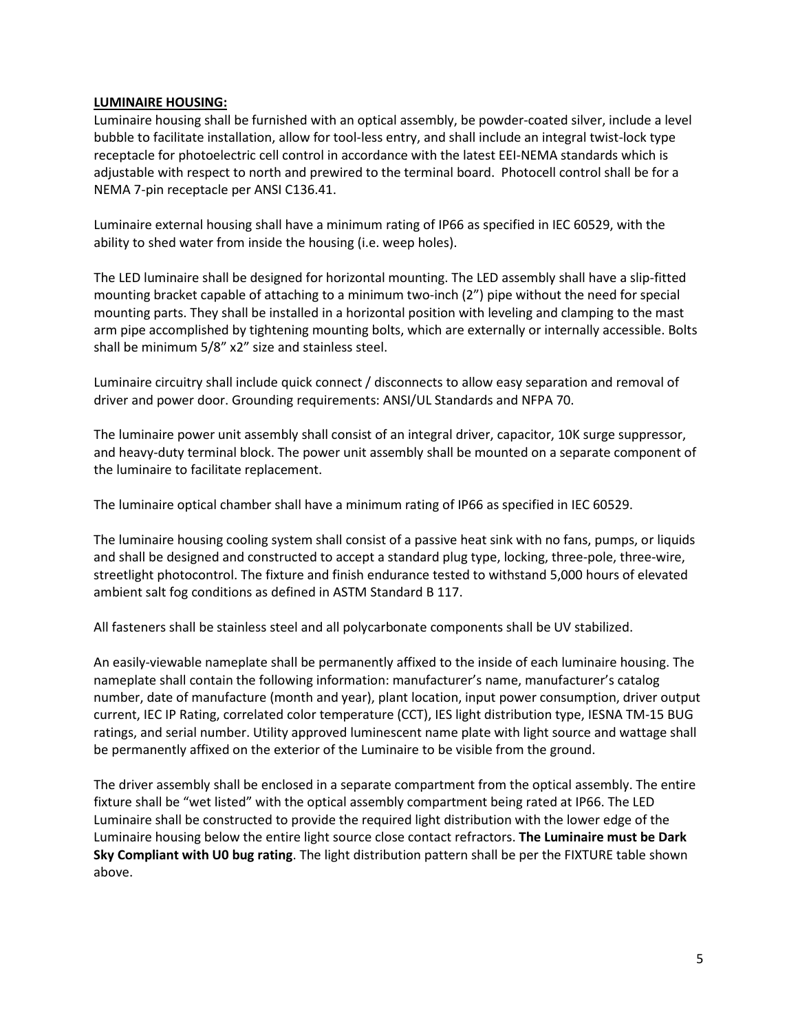**LUMINAIRE HOUSING:**

Luminaire housing shall be furnished with an optical assembly, be powder-coated silver, include a level bubble to facilitate installation, allow for tool-less entry, and shall include an integral twist-lock type receptacle for photoelectric cell control in accordance with the latest EEI-NEMA standards which is adjustable with respect to north and prewired to the terminal board. Photocell control shall be for a NEMA 7-pin receptacle per ANSI C136.41.

Luminaire external housing shall have a minimum rating of IP66 as specified in IEC 60529, with the ability to shed water from inside the housing (i.e. weep holes).

The LED luminaire shall be designed for horizontal mounting. The LED assembly shall have a slip-fitted mounting bracket capable of attaching to a minimum two-inch (2") pipe without the need for special mounting parts. They shall be installed in a horizontal position with leveling and clamping to the mast arm pipe accomplished by tightening mounting bolts, which are externally or internally accessible. Bolts shall be minimum 5/8" x2" size and stainless steel.

Luminaire circuitry shall include quick connect / disconnects to allow easy separation and removal of driver and power door. Grounding requirements: ANSI/UL Standards and NFPA 70.

The luminaire power unit assembly shall consist of an integral driver, capacitor, 10K surge suppressor, and heavy-duty terminal block. The power unit assembly shall be mounted on a separate component of the luminaire to facilitate replacement.

The luminaire optical chamber shall have a minimum rating of IP66 as specified in IEC 60529.

The luminaire housing cooling system shall consist of a passive heat sink with no fans, pumps, or liquids and shall be designed and constructed to accept a standard plug type, locking, three-pole, three-wire, streetlight photocontrol. The fixture and finish endurance tested to withstand 5,000 hours of elevated ambient salt fog conditions as defined in ASTM Standard B 117.

All fasteners shall be stainless steel and all polycarbonate components shall be UV stabilized.

An easily-viewable nameplate shall be permanently affixed to the inside of each luminaire housing. The nameplate shall contain the following information: manufacturer's name, manufacturer's catalog number, date of manufacture (month and year), plant location, input power consumption, driver output current, IEC IP Rating, correlated color temperature (CCT), IES light distribution type, IESNA TM-15 BUG ratings, and serial number. Utility approved luminescent name plate with light source and wattage shall be permanently affixed on the exterior of the Luminaire to be visible from the ground.

The driver assembly shall be enclosed in a separate compartment from the optical assembly. The entire fixture shall be "wet listed" with the optical assembly compartment being rated at IP66. The LED Luminaire shall be constructed to provide the required light distribution with the lower edge of the Luminaire housing below the entire light source close contact refractors. **The Luminaire must be Dark Sky Compliant with U0 bug rating**. The light distribution pattern shall be per the FIXTURE table shown above.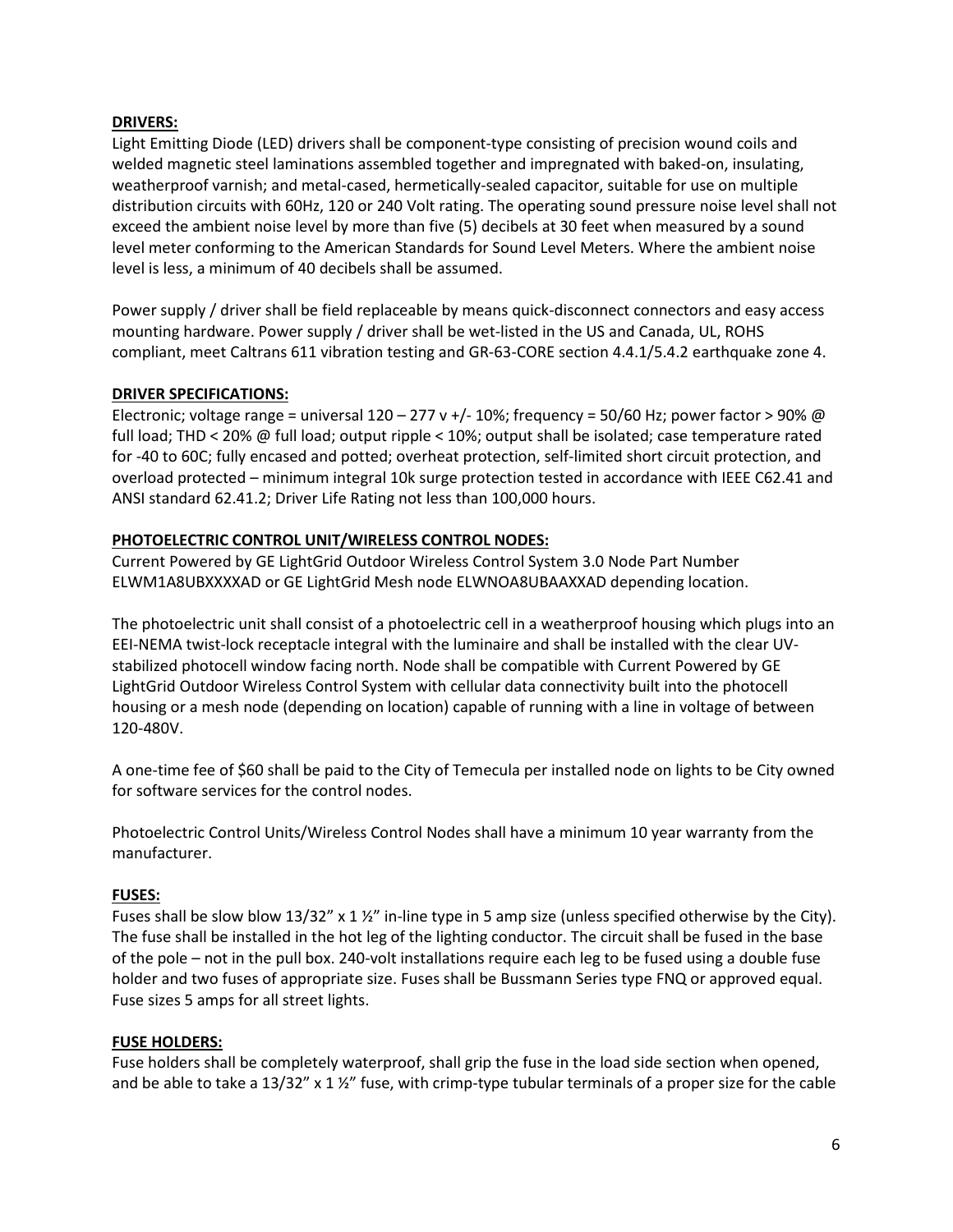**DRIVERS:**

Light Emitting Diode (LED) drivers shall be component-type consisting of precision wound coils and welded magnetic steel laminations assembled together and impregnated with baked-on, insulating, weatherproof varnish; and metal-cased, hermetically-sealed capacitor, suitable for use on multiple distribution circuits with 60Hz, 120 or 240 Volt rating. The operating sound pressure noise level shall not exceed the ambient noise level by more than five (5) decibels at 30 feet when measured by a sound level meter conforming to the American Standards for Sound Level Meters. Where the ambient noise level is less, a minimum of 40 decibels shall be assumed.

Power supply / driver shall be field replaceable by means quick-disconnect connectors and easy access mounting hardware. Power supply / driver shall be wet-listed in the US and Canada, UL, ROHS compliant, meet Caltrans 611 vibration testing and GR-63-CORE section 4.4.1/5.4.2 earthquake zone 4.

**DRIVER SPECIFICATIONS:**

Electronic; voltage range = universal 120 – 277 v +/- 10%; frequency = 50/60 Hz; power factor > 90% @ full load; THD < 20% @ full load; output ripple < 10%; output shall be isolated; case temperature rated for -40 to 60C; fully encased and potted; overheat protection, self-limited short circuit protection, and overload protected – minimum integral 10k surge protection tested in accordance with IEEE C62.41 and ANSI standard 62.41.2; Driver Life Rating not less than 100,000 hours.

**PHOTOELECTRIC CONTROL UNIT/WIRELESS CONTROL NODES:**

Current Powered by GE LightGrid Outdoor Wireless Control System 3.0 Node Part Number ELWM1A8UBXXXXAD or GE LightGrid Mesh node ELWNOA8UBAAXXAD depending location.

The photoelectric unit shall consist of a photoelectric cell in a weatherproof housing which plugs into an EEI-NEMA twist-lock receptacle integral with the luminaire and shall be installed with the clear UV-stabilized photocell window facing north. Node shall be compatible with Current Powered by GE LightGrid Outdoor Wireless Control System with cellular data connectivity built into the photocell housing or a mesh node (depending on location) capable of running with a line in voltage of between 120-480V.

A one-time fee of $60 shall be paid to the City of Temecula per installed node on lights to be City owned for software services for the control nodes.

Photoelectric Control Units/Wireless Control Nodes shall have a minimum 10 year warranty from the manufacturer.

**FUSES:**

Fuses shall be slow blow 13/32" x 1 ½" in-line type in 5 amp size (unless specified otherwise by the City). The fuse shall be installed in the hot leg of the lighting conductor. The circuit shall be fused in the base of the pole – not in the pull box. 240-volt installations require each leg to be fused using a double fuse holder and two fuses of appropriate size. Fuses shall be Bussmann Series type FNQ or approved equal. Fuse sizes 5 amps for all street lights.

**FUSE HOLDERS:**

Fuse holders shall be completely waterproof, shall grip the fuse in the load side section when opened, and be able to take a 13/32" x 1 ½" fuse, with crimp-type tubular terminals of a proper size for the cable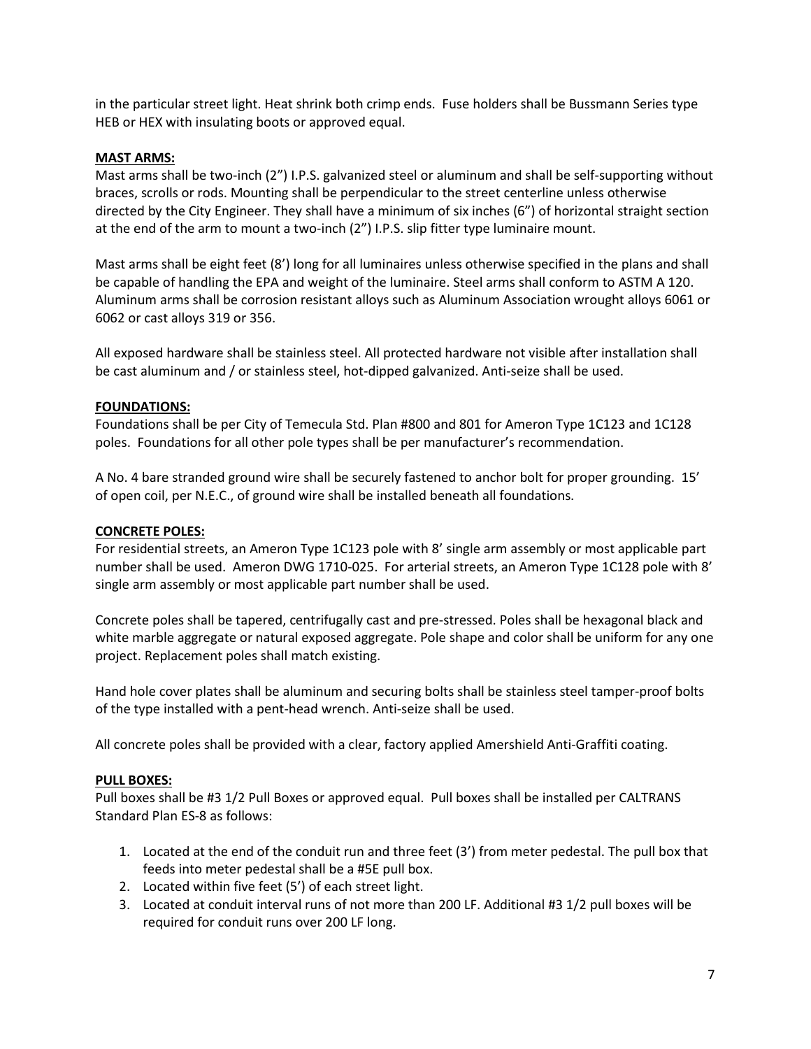in the particular street light. Heat shrink both crimp ends. Fuse holders shall be Bussmann Series type HEB or HEX with insulating boots or approved equal.

**MAST ARMS:**

Mast arms shall be two-inch (2") I.P.S. galvanized steel or aluminum and shall be self-supporting without braces, scrolls or rods. Mounting shall be perpendicular to the street centerline unless otherwise directed by the City Engineer. They shall have a minimum of six inches (6") of horizontal straight section at the end of the arm to mount a two-inch (2") I.P.S. slip fitter type luminaire mount.

Mast arms shall be eight feet (8') long for all luminaires unless otherwise specified in the plans and shall be capable of handling the EPA and weight of the luminaire. Steel arms shall conform to ASTM A 120. Aluminum arms shall be corrosion resistant alloys such as Aluminum Association wrought alloys 6061 or 6062 or cast alloys 319 or 356.

All exposed hardware shall be stainless steel. All protected hardware not visible after installation shall be cast aluminum and / or stainless steel, hot-dipped galvanized. Anti-seize shall be used.

**FOUNDATIONS:**

Foundations shall be per City of Temecula Std. Plan #800 and 801 for Ameron Type 1C123 and 1C128 poles. Foundations for all other pole types shall be per manufacturer's recommendation.

A No. 4 bare stranded ground wire shall be securely fastened to anchor bolt for proper grounding. 15' of open coil, per N.E.C., of ground wire shall be installed beneath all foundations.

**CONCRETE POLES:**

For residential streets, an Ameron Type 1C123 pole with 8' single arm assembly or most applicable part number shall be used. Ameron DWG 1710-025. For arterial streets, an Ameron Type 1C128 pole with 8' single arm assembly or most applicable part number shall be used.

Concrete poles shall be tapered, centrifugally cast and pre-stressed. Poles shall be hexagonal black and white marble aggregate or natural exposed aggregate. Pole shape and color shall be uniform for any one project. Replacement poles shall match existing.

Hand hole cover plates shall be aluminum and securing bolts shall be stainless steel tamper-proof bolts of the type installed with a pent-head wrench. Anti-seize shall be used.

All concrete poles shall be provided with a clear, factory applied Amershield Anti-Graffiti coating.

**PULL BOXES:**

Pull boxes shall be #3 1/2 Pull Boxes or approved equal. Pull boxes shall be installed per CALTRANS Standard Plan ES-8 as follows:

1. Located at the end of the conduit run and three feet (3') from meter pedestal. The pull box that feeds into meter pedestal shall be a #5E pull box.
2. Located within five feet (5') of each street light.
3. Located at conduit interval runs of not more than 200 LF. Additional #3 1/2 pull boxes will be required for conduit runs over 200 LF long.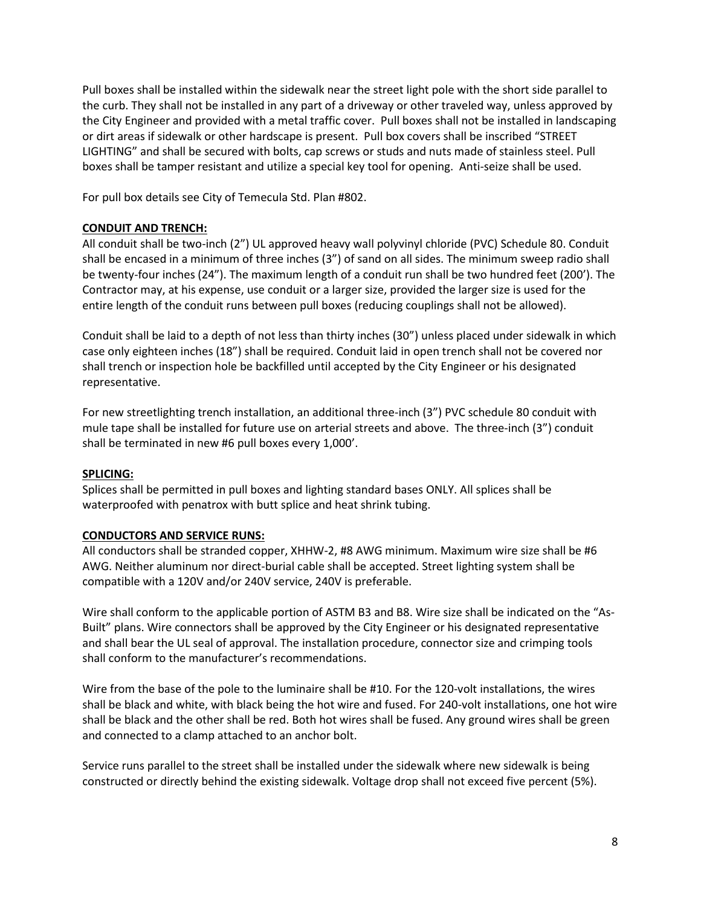Pull boxes shall be installed within the sidewalk near the street light pole with the short side parallel to the curb. They shall not be installed in any part of a driveway or other traveled way, unless approved by the City Engineer and provided with a metal traffic cover. Pull boxes shall not be installed in landscaping or dirt areas if sidewalk or other hardscape is present. Pull box covers shall be inscribed "STREET LIGHTING" and shall be secured with bolts, cap screws or studs and nuts made of stainless steel. Pull boxes shall be tamper resistant and utilize a special key tool for opening. Anti-seize shall be used.

For pull box details see City of Temecula Std. Plan #802.

**CONDUIT AND TRENCH:**

All conduit shall be two-inch (2") UL approved heavy wall polyvinyl chloride (PVC) Schedule 80. Conduit shall be encased in a minimum of three inches (3") of sand on all sides. The minimum sweep radio shall be twenty-four inches (24"). The maximum length of a conduit run shall be two hundred feet (200'). The Contractor may, at his expense, use conduit or a larger size, provided the larger size is used for the entire length of the conduit runs between pull boxes (reducing couplings shall not be allowed).

Conduit shall be laid to a depth of not less than thirty inches (30") unless placed under sidewalk in which case only eighteen inches (18") shall be required. Conduit laid in open trench shall not be covered nor shall trench or inspection hole be backfilled until accepted by the City Engineer or his designated representative.

For new streetlighting trench installation, an additional three-inch (3") PVC schedule 80 conduit with mule tape shall be installed for future use on arterial streets and above. The three-inch (3") conduit shall be terminated in new #6 pull boxes every 1,000'.

**SPLICING:**

Splices shall be permitted in pull boxes and lighting standard bases ONLY. All splices shall be waterproofed with penatrox with butt splice and heat shrink tubing.

**CONDUCTORS AND SERVICE RUNS:**

All conductors shall be stranded copper, XHHW-2, #8 AWG minimum. Maximum wire size shall be #6 AWG. Neither aluminum nor direct-burial cable shall be accepted. Street lighting system shall be compatible with a 120V and/or 240V service, 240V is preferable.

Wire shall conform to the applicable portion of ASTM B3 and B8. Wire size shall be indicated on the "As-Built" plans. Wire connectors shall be approved by the City Engineer or his designated representative and shall bear the UL seal of approval. The installation procedure, connector size and crimping tools shall conform to the manufacturer's recommendations.

Wire from the base of the pole to the luminaire shall be #10. For the 120-volt installations, the wires shall be black and white, with black being the hot wire and fused. For 240-volt installations, one hot wire shall be black and the other shall be red. Both hot wires shall be fused. Any ground wires shall be green and connected to a clamp attached to an anchor bolt.

Service runs parallel to the street shall be installed under the sidewalk where new sidewalk is being constructed or directly behind the existing sidewalk. Voltage drop shall not exceed five percent (5%).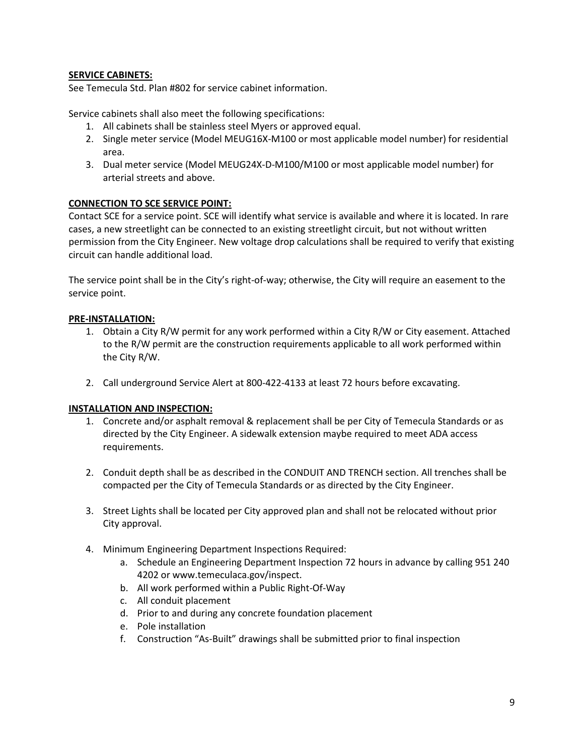**SERVICE CABINETS:**

See Temecula Std. Plan #802 for service cabinet information.

Service cabinets shall also meet the following specifications:

1. All cabinets shall be stainless steel Myers or approved equal.
2. Single meter service (Model MEUG16X-M100 or most applicable model number) for residential area.
3. Dual meter service (Model MEUG24X-D-M100/M100 or most applicable model number) for arterial streets and above.

**CONNECTION TO SCE SERVICE POINT:**

Contact SCE for a service point. SCE will identify what service is available and where it is located. In rare cases, a new streetlight can be connected to an existing streetlight circuit, but not without written permission from the City Engineer. New voltage drop calculations shall be required to verify that existing circuit can handle additional load.

The service point shall be in the City's right-of-way; otherwise, the City will require an easement to the service point.

**PRE-INSTALLATION:**

1. Obtain a City R/W permit for any work performed within a City R/W or City easement. Attached to the R/W permit are the construction requirements applicable to all work performed within the City R/W.

2. Call underground Service Alert at 800-422-4133 at least 72 hours before excavating.

**INSTALLATION AND INSPECTION:**

1. Concrete and/or asphalt removal & replacement shall be per City of Temecula Standards or as directed by the City Engineer. A sidewalk extension maybe required to meet ADA access requirements.

2. Conduit depth shall be as described in the CONDUIT AND TRENCH section. All trenches shall be compacted per the City of Temecula Standards or as directed by the City Engineer.

3. Street Lights shall be located per City approved plan and shall not be relocated without prior City approval.

4. Minimum Engineering Department Inspections Required:
   a. Schedule an Engineering Department Inspection 72 hours in advance by calling 951 240 4202 or www.temeculaca.gov/inspect.
   b. All work performed within a Public Right-Of-Way
   c. All conduit placement
   d. Prior to and during any concrete foundation placement
   e. Pole installation
   f. Construction "As-Built" drawings shall be submitted prior to final inspection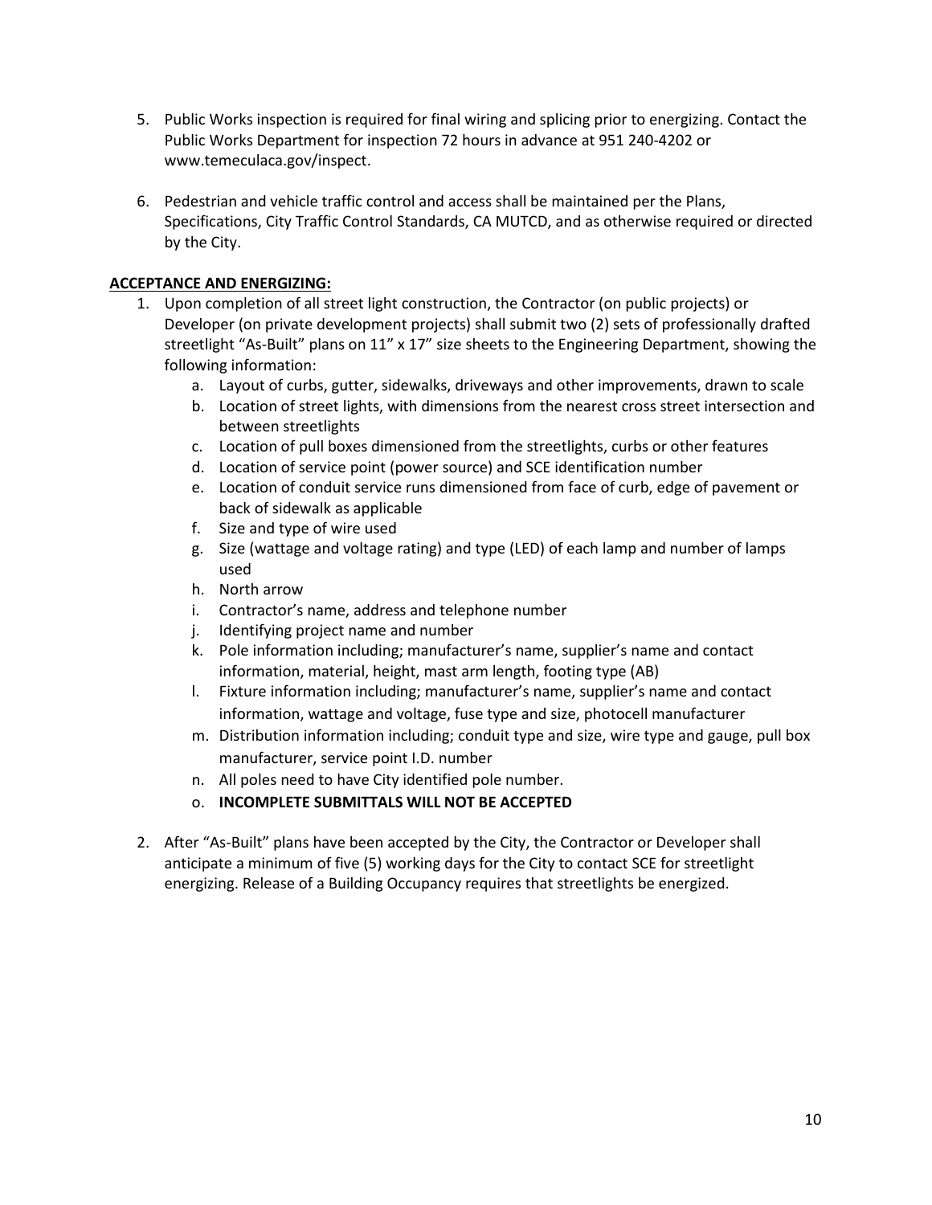5. Public Works inspection is required for final wiring and splicing prior to energizing. Contact the Public Works Department for inspection 72 hours in advance at 951 240-4202 or www.temeculaca.gov/inspect.

6. Pedestrian and vehicle traffic control and access shall be maintained per the Plans, Specifications, City Traffic Control Standards, CA MUTCD, and as otherwise required or directed by the City.

**ACCEPTANCE AND ENERGIZING:**

1. Upon completion of all street light construction, the Contractor (on public projects) or Developer (on private development projects) shall submit two (2) sets of professionally drafted streetlight "As-Built" plans on 11" x 17" size sheets to the Engineering Department, showing the following information:
   a. Layout of curbs, gutter, sidewalks, driveways and other improvements, drawn to scale
   b. Location of street lights, with dimensions from the nearest cross street intersection and between streetlights
   c. Location of pull boxes dimensioned from the streetlights, curbs or other features
   d. Location of service point (power source) and SCE identification number
   e. Location of conduit service runs dimensioned from face of curb, edge of pavement or back of sidewalk as applicable
   f. Size and type of wire used
   g. Size (wattage and voltage rating) and type (LED) of each lamp and number of lamps used
   h. North arrow
   i. Contractor's name, address and telephone number
   j. Identifying project name and number
   k. Pole information including; manufacturer's name, supplier's name and contact information, material, height, mast arm length, footing type (AB)
   l. Fixture information including; manufacturer's name, supplier's name and contact information, wattage and voltage, fuse type and size, photocell manufacturer
   m. Distribution information including; conduit type and size, wire type and gauge, pull box manufacturer, service point I.D. number
   n. All poles need to have City identified pole number.
   o. **INCOMPLETE SUBMITTALS WILL NOT BE ACCEPTED**

2. After "As-Built" plans have been accepted by the City, the Contractor or Developer shall anticipate a minimum of five (5) working days for the City to contact SCE for streetlight energizing. Release of a Building Occupancy requires that streetlights be energized.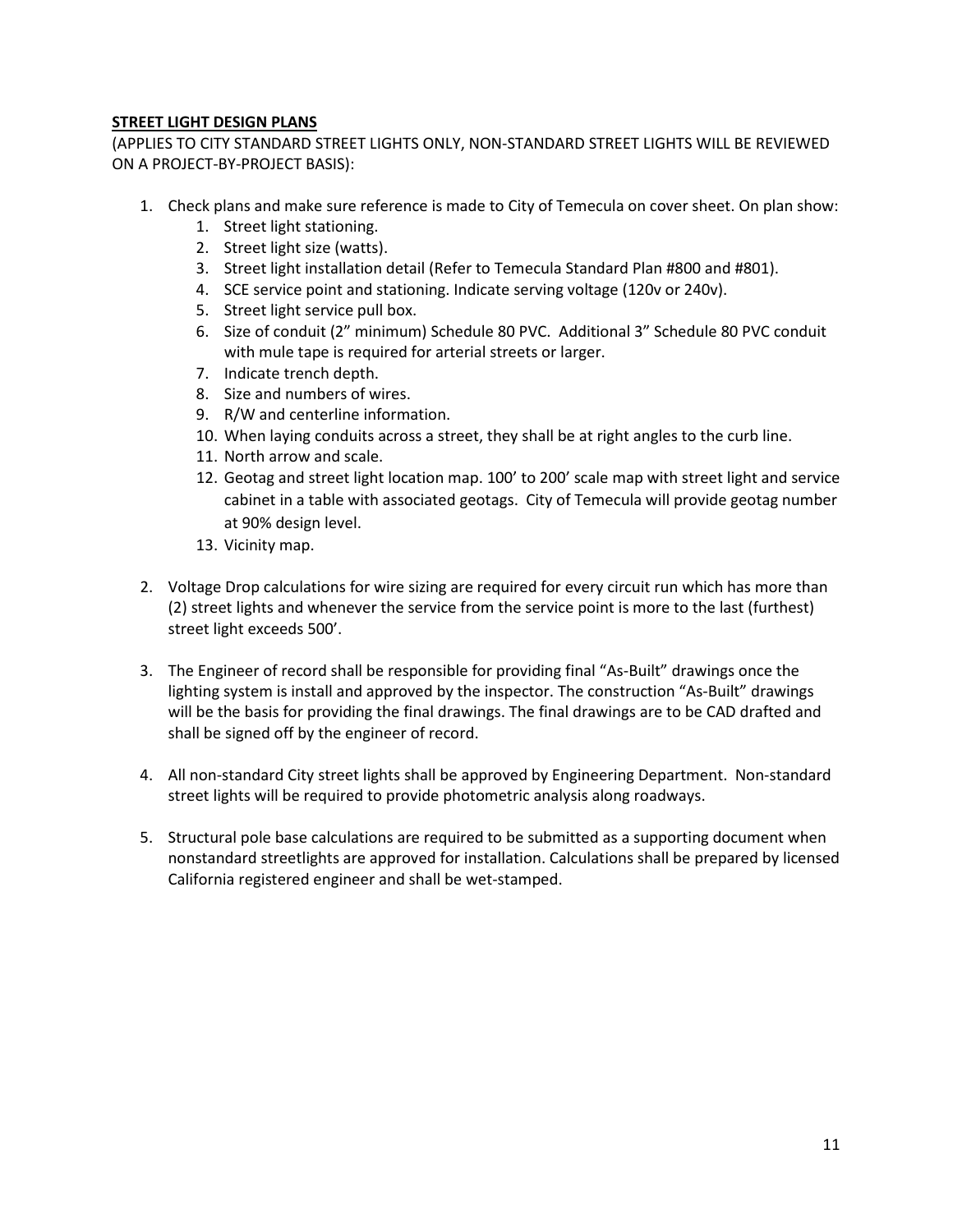**STREET LIGHT DESIGN PLANS**

(APPLIES TO CITY STANDARD STREET LIGHTS ONLY, NON-STANDARD STREET LIGHTS WILL BE REVIEWED ON A PROJECT-BY-PROJECT BASIS):

1. Check plans and make sure reference is made to City of Temecula on cover sheet. On plan show:
    1. Street light stationing.
    2. Street light size (watts).
    3. Street light installation detail (Refer to Temecula Standard Plan #800 and #801).
    4. SCE service point and stationing. Indicate serving voltage (120v or 240v).
    5. Street light service pull box.
    6. Size of conduit (2" minimum) Schedule 80 PVC. Additional 3" Schedule 80 PVC conduit with mule tape is required for arterial streets or larger.
    7. Indicate trench depth.
    8. Size and numbers of wires.
    9. R/W and centerline information.
    10. When laying conduits across a street, they shall be at right angles to the curb line.
    11. North arrow and scale.
    12. Geotag and street light location map. 100' to 200' scale map with street light and service cabinet in a table with associated geotags. City of Temecula will provide geotag number at 90% design level.
    13. Vicinity map.

2. Voltage Drop calculations for wire sizing are required for every circuit run which has more than (2) street lights and whenever the service from the service point is more to the last (furthest) street light exceeds 500'.

3. The Engineer of record shall be responsible for providing final "As-Built" drawings once the lighting system is install and approved by the inspector. The construction "As-Built" drawings will be the basis for providing the final drawings. The final drawings are to be CAD drafted and shall be signed off by the engineer of record.

4. All non-standard City street lights shall be approved by Engineering Department. Non-standard street lights will be required to provide photometric analysis along roadways.

5. Structural pole base calculations are required to be submitted as a supporting document when nonstandard streetlights are approved for installation. Calculations shall be prepared by licensed California registered engineer and shall be wet-stamped.